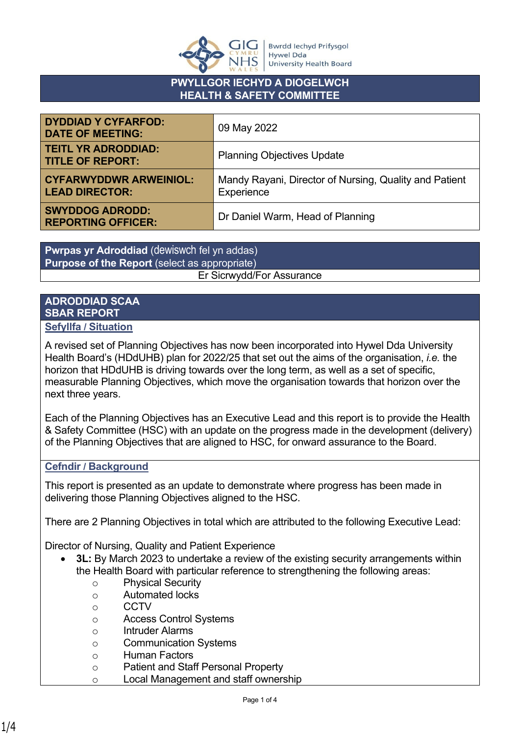# PWYLLGOR IECHYD A DIOGELWCH
# HEALTH & SAFETY COMMITTEE

| | |
|---|---|
| **DYDDIAD Y CYFARFOD: DATE OF MEETING:** | 09 May 2022 |
| **TEITL YR ADRODDIAD: TITLE OF REPORT:** | Planning Objectives Update |
| **CYFARWYDDWR ARWEINIOL: LEAD DIRECTOR:** | Mandy Rayani, Director of Nursing, Quality and Patient Experience |
| **SWYDDOG ADRODD: REPORTING OFFICER:** | Dr Daniel Warm, Head of Planning |

**Pwrpas yr Adroddiad** (dewiswch fel yn addas)
**Purpose of the Report** (select as appropriate)

Er Sicrwydd/For Assurance

## ADRODDIAD SCAA
## SBAR REPORT

### Sefyllfa / Situation

A revised set of Planning Objectives has now been incorporated into Hywel Dda University Health Board's (HDdUHB) plan for 2022/25 that set out the aims of the organisation, *i.e.* the horizon that HDdUHB is driving towards over the long term, as well as a set of specific, measurable Planning Objectives, which move the organisation towards that horizon over the next three years.

Each of the Planning Objectives has an Executive Lead and this report is to provide the Health & Safety Committee (HSC) with an update on the progress made in the development (delivery) of the Planning Objectives that are aligned to HSC, for onward assurance to the Board.

### Cefndir / Background

This report is presented as an update to demonstrate where progress has been made in delivering those Planning Objectives aligned to the HSC.

There are 2 Planning Objectives in total which are attributed to the following Executive Lead:

Director of Nursing, Quality and Patient Experience

- **3L:** By March 2023 to undertake a review of the existing security arrangements within the Health Board with particular reference to strengthening the following areas:
  - Physical Security
  - Automated locks
  - CCTV
  - Access Control Systems
  - Intruder Alarms
  - Communication Systems
  - Human Factors
  - Patient and Staff Personal Property
  - Local Management and staff ownership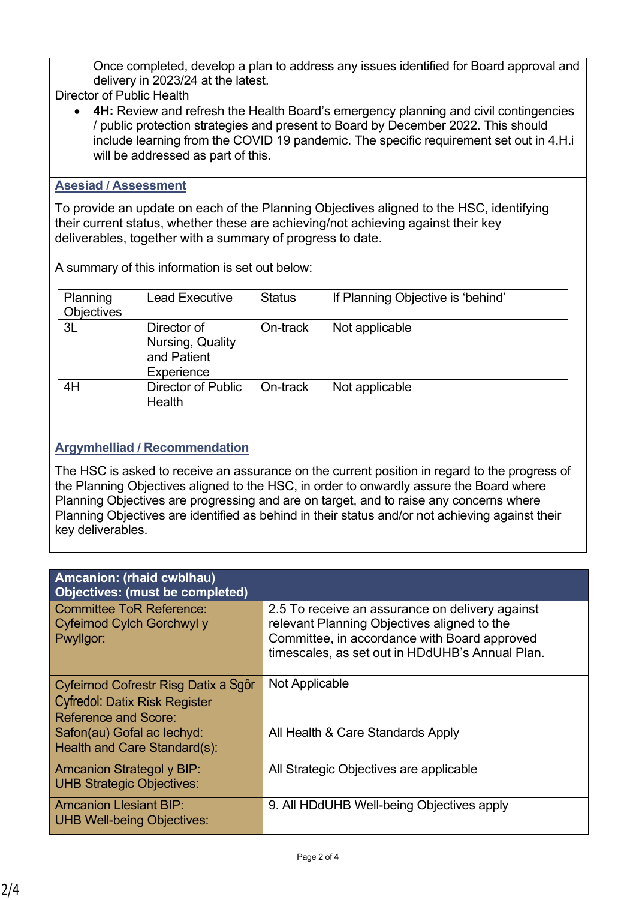Once completed, develop a plan to address any issues identified for Board approval and delivery in 2023/24 at the latest.

Director of Public Health

- **4H:** Review and refresh the Health Board's emergency planning and civil contingencies / public protection strategies and present to Board by December 2022. This should include learning from the COVID 19 pandemic. The specific requirement set out in 4.H.i will be addressed as part of this.

## Asesiad / Assessment

To provide an update on each of the Planning Objectives aligned to the HSC, identifying their current status, whether these are achieving/not achieving against their key deliverables, together with a summary of progress to date.

A summary of this information is set out below:

| Planning Objectives | Lead Executive | Status | If Planning Objective is 'behind' |
|---|---|---|---|
| 3L | Director of Nursing, Quality and Patient Experience | On-track | Not applicable |
| 4H | Director of Public Health | On-track | Not applicable |

## Argymhelliad / Recommendation

The HSC is asked to receive an assurance on the current position in regard to the progress of the Planning Objectives aligned to the HSC, in order to onwardly assure the Board where Planning Objectives are progressing and are on target, and to raise any concerns where Planning Objectives are identified as behind in their status and/or not achieving against their key deliverables.

| **Amcanion: (rhaid cwblhau)<br>Objectives: (must be completed)** | |
|---|---|
| Committee ToR Reference:<br>Cyfeirnod Cylch Gorchwyl y Pwyllgor: | 2.5 To receive an assurance on delivery against relevant Planning Objectives aligned to the Committee, in accordance with Board approved timescales, as set out in HDdUHB's Annual Plan. |
| Cyfeirnod Cofrestr Risg Datix a Sgôr Cyfredol: Datix Risk Register Reference and Score: | Not Applicable |
| Safon(au) Gofal ac Iechyd:<br>Health and Care Standard(s): | All Health & Care Standards Apply |
| Amcanion Strategol y BIP:<br>UHB Strategic Objectives: | All Strategic Objectives are applicable |
| Amcanion Llesiant BIP:<br>UHB Well-being Objectives: | 9. All HDdUHB Well-being Objectives apply |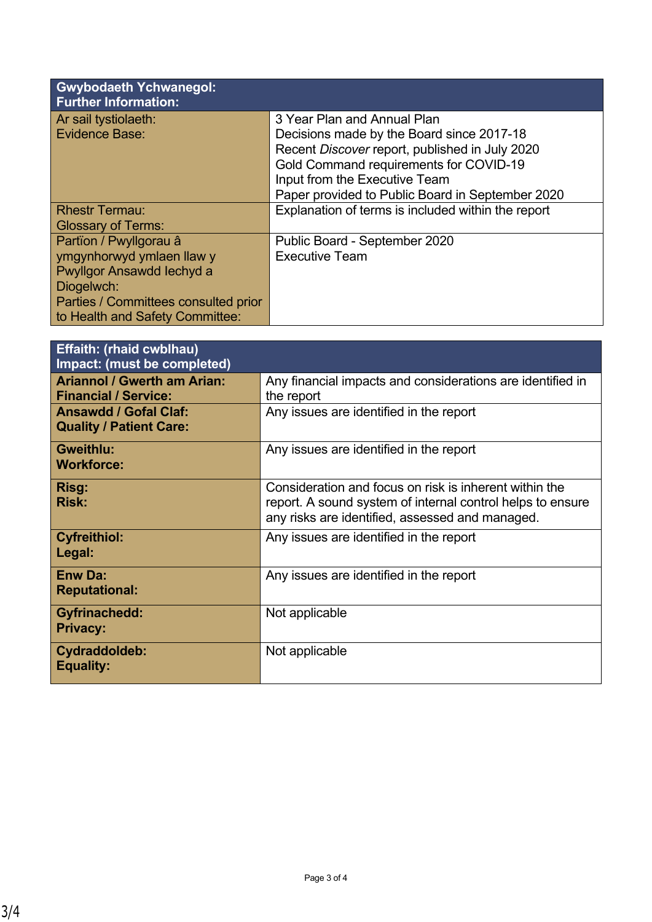| **Gwybodaeth Ychwanegol:**<br>**Further Information:** | |
|---|---|
| Ar sail tystiolaeth:<br>Evidence Base: | 3 Year Plan and Annual Plan<br>Decisions made by the Board since 2017-18<br>Recent *Discover* report, published in July 2020<br>Gold Command requirements for COVID-19<br>Input from the Executive Team<br>Paper provided to Public Board in September 2020 |
| Rhestr Termau:<br>Glossary of Terms: | Explanation of terms is included within the report |
| Partïon / Pwyllgorau â ymgynhorwyd ymlaen llaw y Pwyllgor Ansawdd Iechyd a Diogelwch:<br>Parties / Committees consulted prior to Health and Safety Committee: | Public Board - September 2020<br>Executive Team |

| **Effaith: (rhaid cwblhau)**<br>**Impact: (must be completed)** | |
|---|---|
| **Ariannol / Gwerth am Arian:**<br>**Financial / Service:** | Any financial impacts and considerations are identified in the report |
| **Ansawdd / Gofal Claf:**<br>**Quality / Patient Care:** | Any issues are identified in the report |
| **Gweithlu:**<br>**Workforce:** | Any issues are identified in the report |
| **Risg:**<br>**Risk:** | Consideration and focus on risk is inherent within the report. A sound system of internal control helps to ensure any risks are identified, assessed and managed. |
| **Cyfreithiol:**<br>**Legal:** | Any issues are identified in the report |
| **Enw Da:**<br>**Reputational:** | Any issues are identified in the report |
| **Gyfrinachedd:**<br>**Privacy:** | Not applicable |
| **Cydraddoldeb:**<br>**Equality:** | Not applicable |